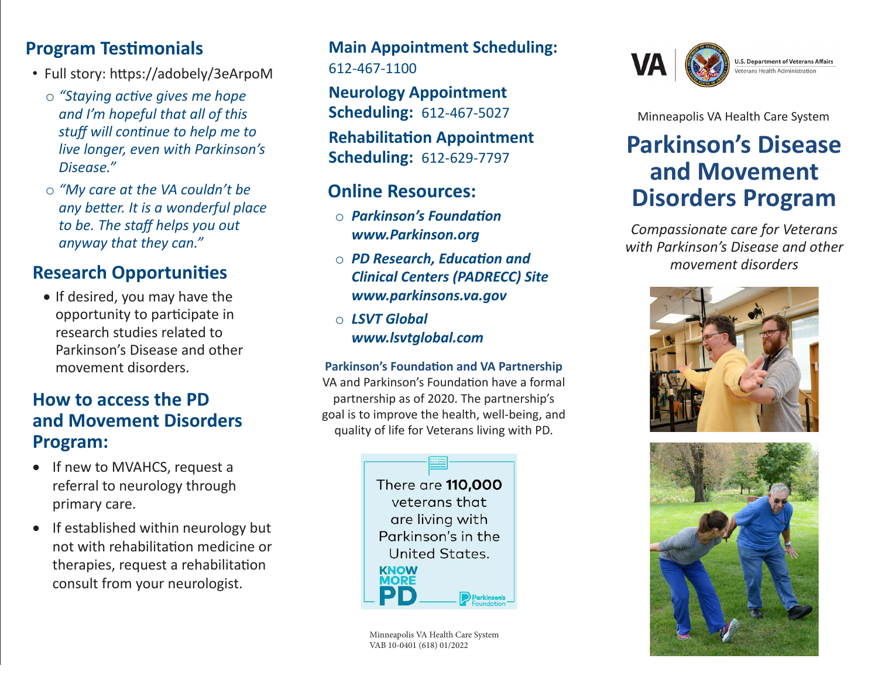## Program Testimonials

- Full story: https://adobely/3eArpoM
  - *"Staying active gives me hope and I'm hopeful that all of this stuff will continue to help me to live longer, even with Parkinson's Disease."*
  - *"My care at the VA couldn't be any better. It is a wonderful place to be. The staff helps you out anyway that they can."*

## Research Opportunities

- If desired, you may have the opportunity to participate in research studies related to Parkinson's Disease and other movement disorders.

## How to access the PD and Movement Disorders Program:

- If new to MVAHCS, request a referral to neurology through primary care.
- If established within neurology but not with rehabilitation medicine or therapies, request a rehabilitation consult from your neurologist.

**Main Appointment Scheduling:** 612-467-1100

**Neurology Appointment Scheduling:** 612-467-5027

**Rehabilitation Appointment Scheduling:** 612-629-7797

## Online Resources:

- ***Parkinson's Foundation*** ***www.Parkinson.org***
- ***PD Research, Education and Clinical Centers (PADRECC) Site*** ***www.parkinsons.va.gov***
- ***LSVT Global*** ***www.lsvtglobal.com***

**Parkinson's Foundation and VA Partnership**

VA and Parkinson's Foundation have a formal partnership as of 2020. The partnership's goal is to improve the health, well-being, and quality of life for Veterans living with PD.

There are **110,000** veterans that are living with Parkinson's in the United States.

KNOW MORE PD — Parkinson's Foundation

Minneapolis VA Health Care System
VAB 10-0401 (618) 01/2022

VA | U.S. Department of Veterans Affairs
Veterans Health Administration

Minneapolis VA Health Care System

# Parkinson's Disease and Movement Disorders Program

*Compassionate care for Veterans with Parkinson's Disease and other movement disorders*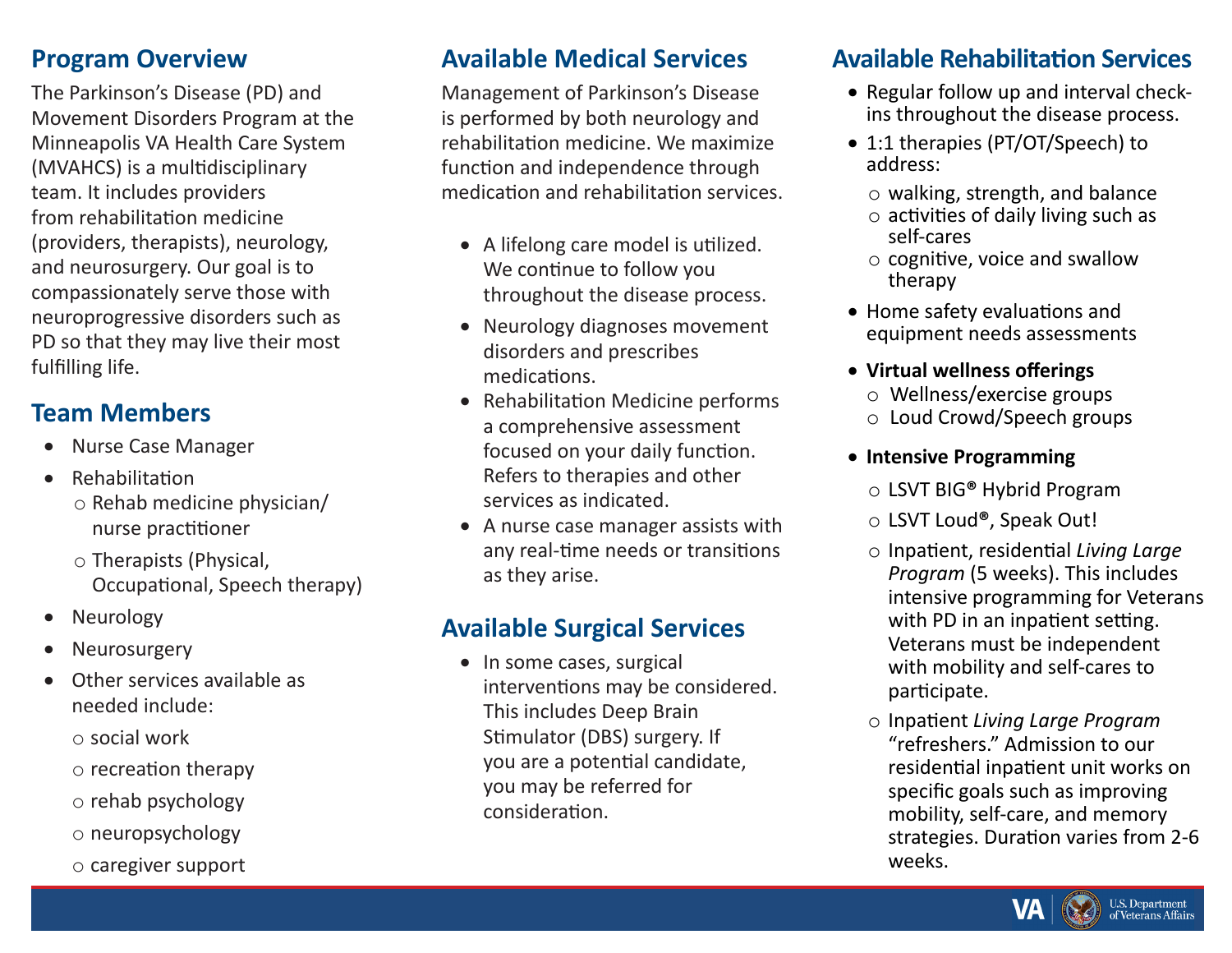## Program Overview

The Parkinson's Disease (PD) and Movement Disorders Program at the Minneapolis VA Health Care System (MVAHCS) is a multidisciplinary team. It includes providers from rehabilitation medicine (providers, therapists), neurology, and neurosurgery. Our goal is to compassionately serve those with neuroprogressive disorders such as PD so that they may live their most fulfilling life.

## Team Members

- Nurse Case Manager
- Rehabilitation
  - Rehab medicine physician/ nurse practitioner
  - Therapists (Physical, Occupational, Speech therapy)
- Neurology
- Neurosurgery
- Other services available as needed include:
  - social work
  - recreation therapy
  - rehab psychology
  - neuropsychology
  - caregiver support

## Available Medical Services

Management of Parkinson's Disease is performed by both neurology and rehabilitation medicine. We maximize function and independence through medication and rehabilitation services.

- A lifelong care model is utilized. We continue to follow you throughout the disease process.
- Neurology diagnoses movement disorders and prescribes medications.
- Rehabilitation Medicine performs a comprehensive assessment focused on your daily function. Refers to therapies and other services as indicated.
- A nurse case manager assists with any real-time needs or transitions as they arise.

## Available Surgical Services

- In some cases, surgical interventions may be considered. This includes Deep Brain Stimulator (DBS) surgery. If you are a potential candidate, you may be referred for consideration.

## Available Rehabilitation Services

- Regular follow up and interval check-ins throughout the disease process.
- 1:1 therapies (PT/OT/Speech) to address:
  - walking, strength, and balance
  - activities of daily living such as self-cares
  - cognitive, voice and swallow therapy
- Home safety evaluations and equipment needs assessments
- **Virtual wellness offerings**
  - Wellness/exercise groups
  - Loud Crowd/Speech groups
- **Intensive Programming**
  - LSVT BIG® Hybrid Program
  - LSVT Loud®, Speak Out!
  - Inpatient, residential *Living Large Program* (5 weeks). This includes intensive programming for Veterans with PD in an inpatient setting. Veterans must be independent with mobility and self-cares to participate.
  - Inpatient *Living Large Program* "refreshers." Admission to our residential inpatient unit works on specific goals such as improving mobility, self-care, and memory strategies. Duration varies from 2-6 weeks.

VA | U.S. Department of Veterans Affairs